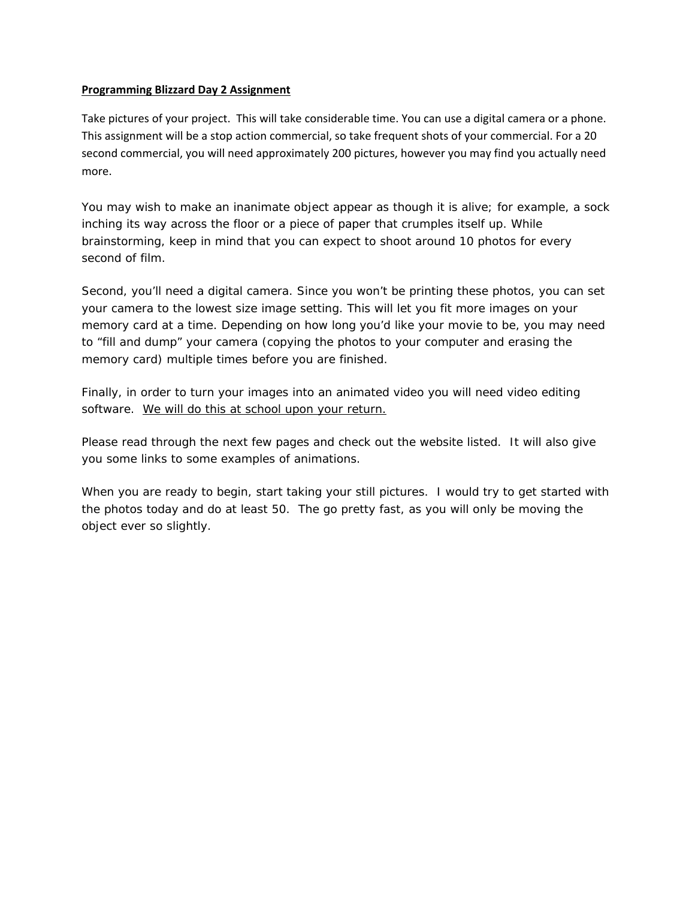**<u>Programming Blizzard Day 2 Assignment</u>**

Take pictures of your project. This will take considerable time. You can use a digital camera or a phone. This assignment will be a stop action commercial, so take frequent shots of your commercial. For a 20 second commercial, you will need approximately 200 pictures, however you may find you actually need more.

You may wish to make an inanimate object appear as though it is alive; for example, a sock inching its way across the floor or a piece of paper that crumples itself up. While brainstorming, keep in mind that you can expect to shoot around 10 photos for every second of film.

Second, you'll need a digital camera. Since you won't be printing these photos, you can set your camera to the lowest size image setting. This will let you fit more images on your memory card at a time. Depending on how long you'd like your movie to be, you may need to "fill and dump" your camera (copying the photos to your computer and erasing the memory card) multiple times before you are finished.

Finally, in order to turn your images into an animated video you will need video editing software. <u>We will do this at school upon your return.</u>

Please read through the next few pages and check out the website listed. It will also give you some links to some examples of animations.

When you are ready to begin, start taking your still pictures. I would try to get started with the photos today and do at least 50. The go pretty fast, as you will only be moving the object ever so slightly.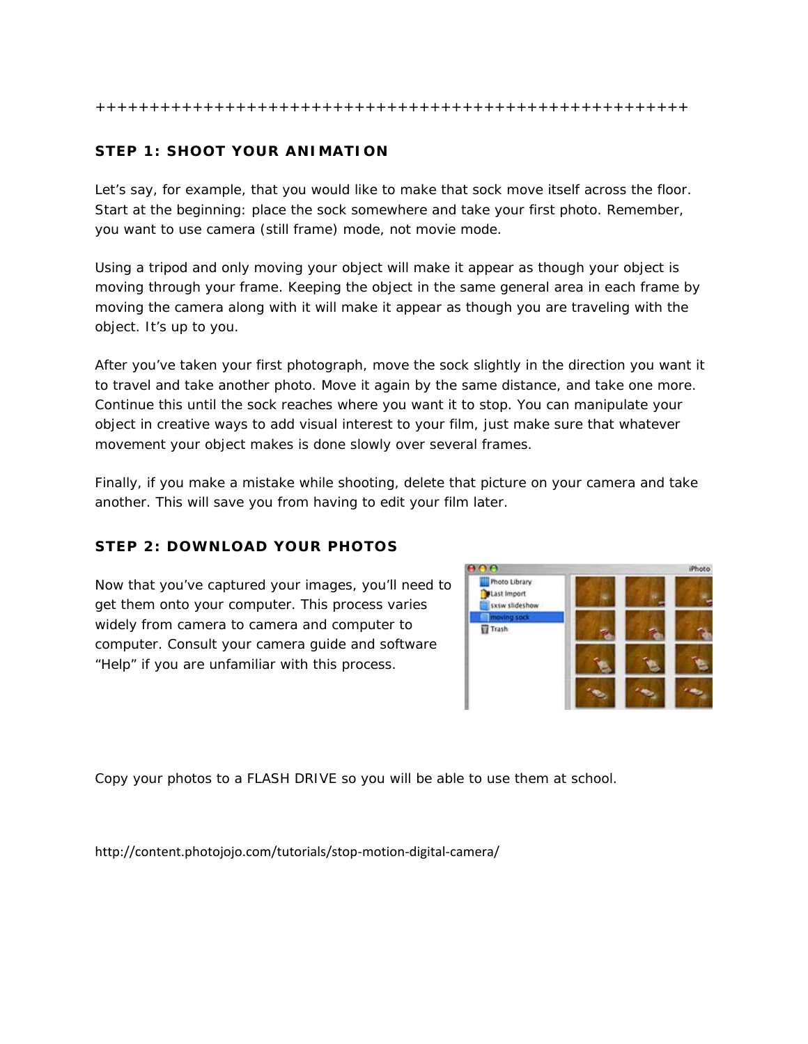++++++++++++++++++++++++++++++++++++++++++++++++++++++

## STEP 1: SHOOT YOUR ANIMATION

Let's say, for example, that you would like to make that sock move itself across the floor. Start at the beginning: place the sock somewhere and take your first photo. Remember, you want to use camera (still frame) mode, not movie mode.

Using a tripod and only moving your object will make it appear as though your object is moving through your frame. Keeping the object in the same general area in each frame by moving the camera along with it will make it appear as though you are traveling with the object. It's up to you.

After you've taken your first photograph, move the sock slightly in the direction you want it to travel and take another photo. Move it again by the same distance, and take one more. Continue this until the sock reaches where you want it to stop. You can manipulate your object in creative ways to add visual interest to your film, just make sure that whatever movement your object makes is done slowly over several frames.

Finally, if you make a mistake while shooting, delete that picture on your camera and take another. This will save you from having to edit your film later.

## STEP 2: DOWNLOAD YOUR PHOTOS

Now that you've captured your images, you'll need to get them onto your computer. This process varies widely from camera to camera and computer to computer. Consult your camera guide and software "Help" if you are unfamiliar with this process.

Copy your photos to a FLASH DRIVE so you will be able to use them at school.

http://content.photojojo.com/tutorials/stop-motion-digital-camera/